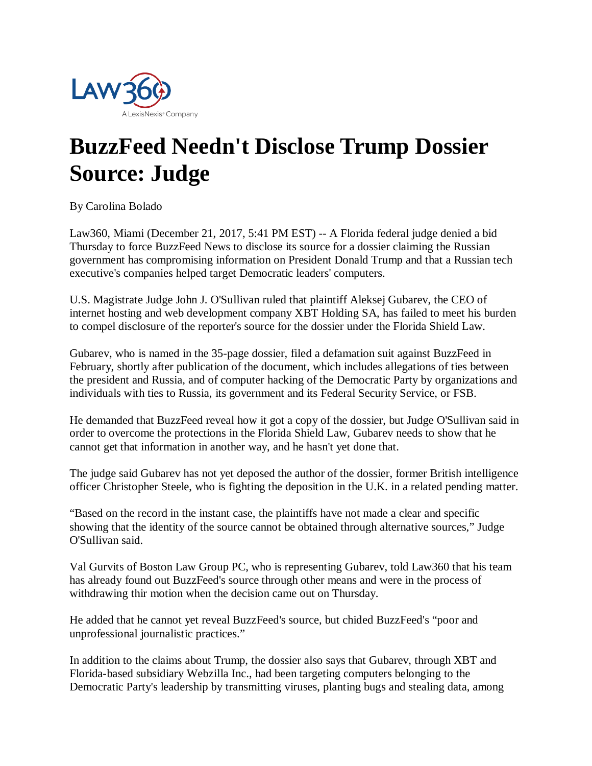# BuzzFeed Needn't Disclose Trump Dossier Source: Judge

By Carolina Bolado

Law360, Miami (December 21, 2017, 5:41 PM EST) -- A Florida federal judge denied a bid Thursday to force BuzzFeed News to disclose its source for a dossier claiming the Russian government has compromising information on President Donald Trump and that a Russian tech executive's companies helped target Democratic leaders' computers.

U.S. Magistrate Judge John J. O'Sullivan ruled that plaintiff Aleksej Gubarev, the CEO of internet hosting and web development company XBT Holding SA, has failed to meet his burden to compel disclosure of the reporter's source for the dossier under the Florida Shield Law.

Gubarev, who is named in the 35-page dossier, filed a defamation suit against BuzzFeed in February, shortly after publication of the document, which includes allegations of ties between the president and Russia, and of computer hacking of the Democratic Party by organizations and individuals with ties to Russia, its government and its Federal Security Service, or FSB.

He demanded that BuzzFeed reveal how it got a copy of the dossier, but Judge O'Sullivan said in order to overcome the protections in the Florida Shield Law, Gubarev needs to show that he cannot get that information in another way, and he hasn't yet done that.

The judge said Gubarev has not yet deposed the author of the dossier, former British intelligence officer Christopher Steele, who is fighting the deposition in the U.K. in a related pending matter.

"Based on the record in the instant case, the plaintiffs have not made a clear and specific showing that the identity of the source cannot be obtained through alternative sources," Judge O'Sullivan said.

Val Gurvits of Boston Law Group PC, who is representing Gubarev, told Law360 that his team has already found out BuzzFeed's source through other means and were in the process of withdrawing thir motion when the decision came out on Thursday.

He added that he cannot yet reveal BuzzFeed's source, but chided BuzzFeed's "poor and unprofessional journalistic practices."

In addition to the claims about Trump, the dossier also says that Gubarev, through XBT and Florida-based subsidiary Webzilla Inc., had been targeting computers belonging to the Democratic Party's leadership by transmitting viruses, planting bugs and stealing data, among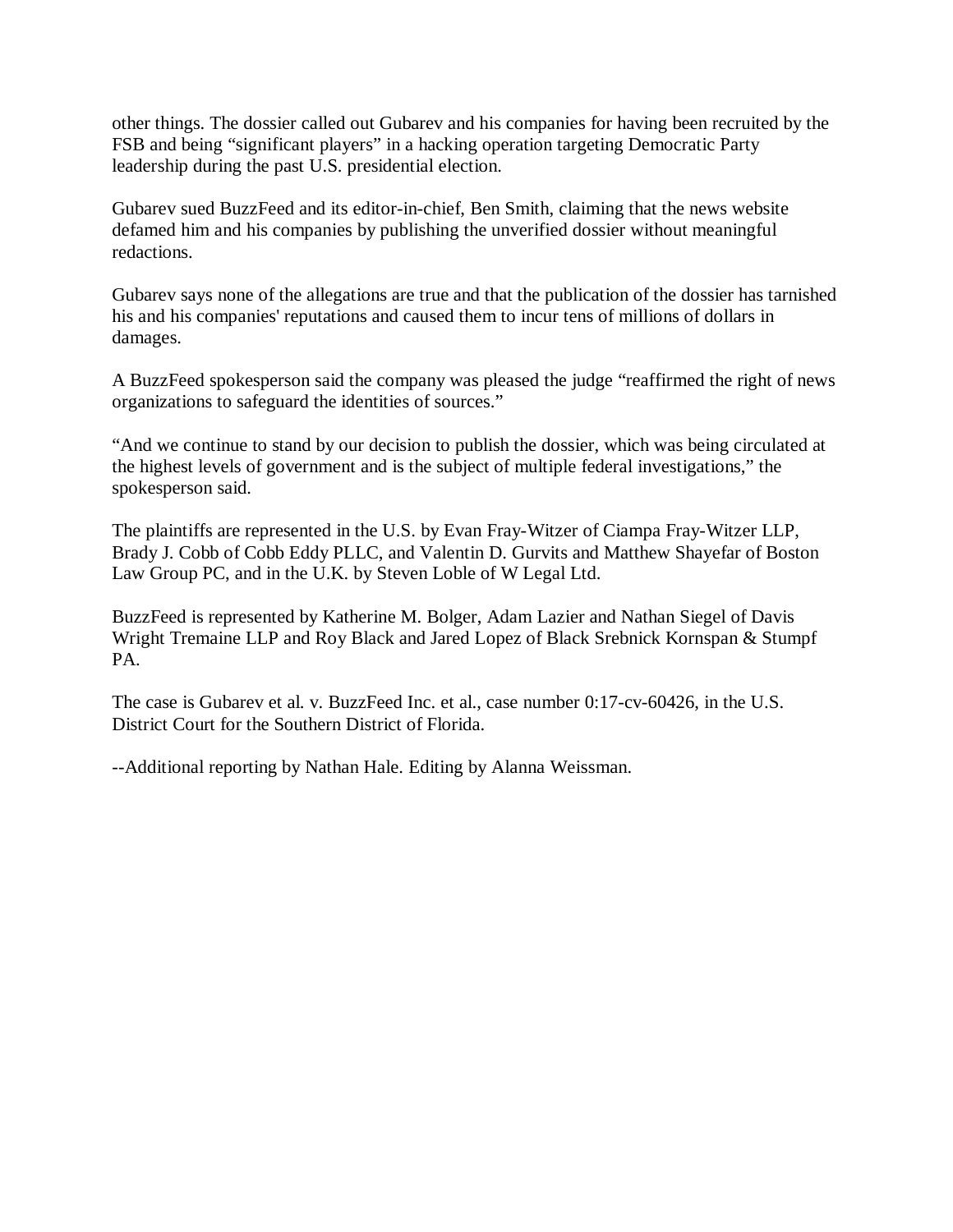other things. The dossier called out Gubarev and his companies for having been recruited by the FSB and being “significant players” in a hacking operation targeting Democratic Party leadership during the past U.S. presidential election.

Gubarev sued BuzzFeed and its editor-in-chief, Ben Smith, claiming that the news website defamed him and his companies by publishing the unverified dossier without meaningful redactions.

Gubarev says none of the allegations are true and that the publication of the dossier has tarnished his and his companies' reputations and caused them to incur tens of millions of dollars in damages.

A BuzzFeed spokesperson said the company was pleased the judge “reaffirmed the right of news organizations to safeguard the identities of sources.”

“And we continue to stand by our decision to publish the dossier, which was being circulated at the highest levels of government and is the subject of multiple federal investigations,” the spokesperson said.

The plaintiffs are represented in the U.S. by Evan Fray-Witzer of Ciampa Fray-Witzer LLP, Brady J. Cobb of Cobb Eddy PLLC, and Valentin D. Gurvits and Matthew Shayefar of Boston Law Group PC, and in the U.K. by Steven Loble of W Legal Ltd.

BuzzFeed is represented by Katherine M. Bolger, Adam Lazier and Nathan Siegel of Davis Wright Tremaine LLP and Roy Black and Jared Lopez of Black Srebnick Kornspan & Stumpf PA.

The case is Gubarev et al. v. BuzzFeed Inc. et al., case number 0:17-cv-60426, in the U.S. District Court for the Southern District of Florida.

--Additional reporting by Nathan Hale. Editing by Alanna Weissman.